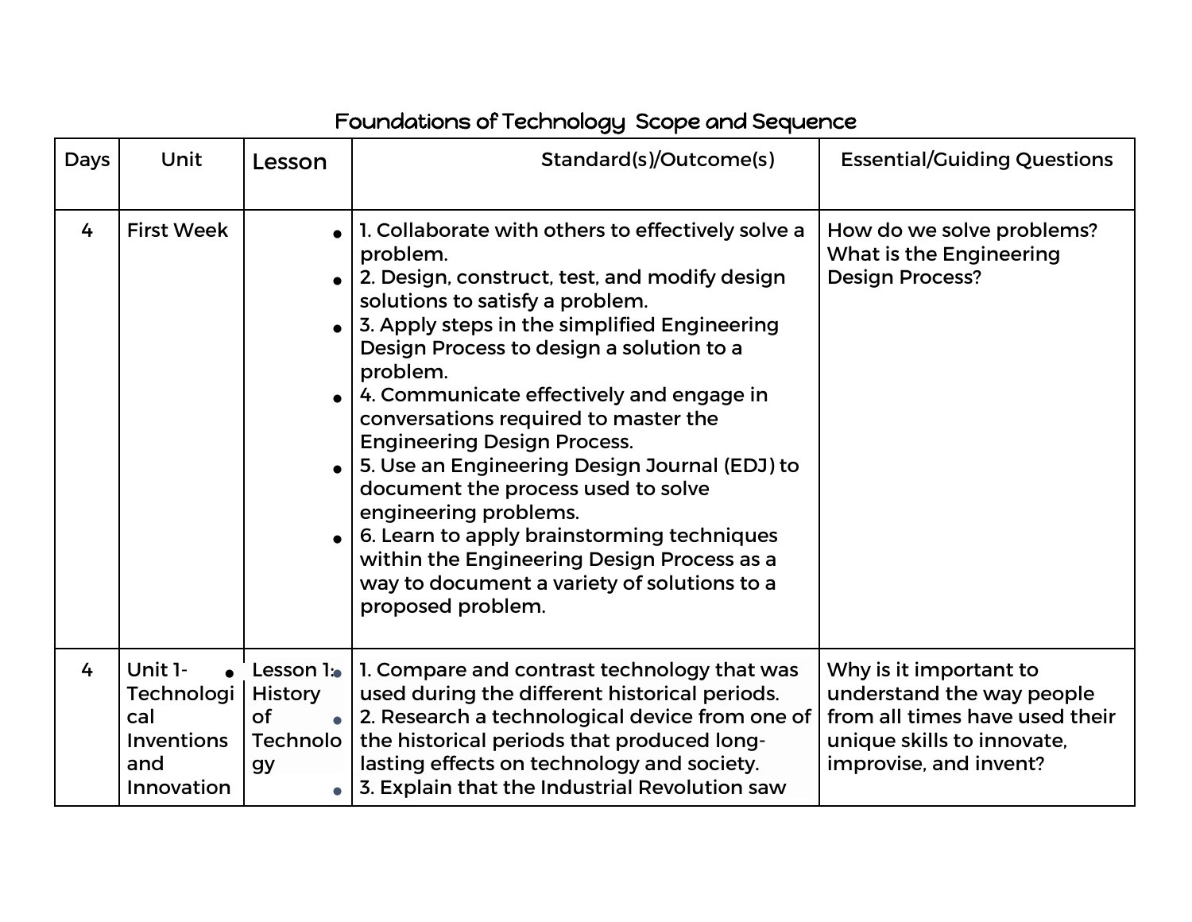# Foundations of Technology Scope and Sequence

| Days | Unit | Lesson | Standard(s)/Outcome(s) | Essential/Guiding Questions |
|---|---|---|---|---|
| 4 | First Week | | 1. Collaborate with others to effectively solve a problem.<br>2. Design, construct, test, and modify design solutions to satisfy a problem.<br>3. Apply steps in the simplified Engineering Design Process to design a solution to a problem.<br>4. Communicate effectively and engage in conversations required to master the Engineering Design Process.<br>5. Use an Engineering Design Journal (EDJ) to document the process used to solve engineering problems.<br>6. Learn to apply brainstorming techniques within the Engineering Design Process as a way to document a variety of solutions to a proposed problem. | How do we solve problems?<br>What is the Engineering Design Process? |
| 4 | Unit 1- Technological Inventions and Innovation | Lesson 1: History of Technology | 1. Compare and contrast technology that was used during the different historical periods.<br>2. Research a technological device from one of the historical periods that produced long-lasting effects on technology and society.<br>3. Explain that the Industrial Revolution saw | Why is it important to understand the way people from all times have used their unique skills to innovate, improvise, and invent? |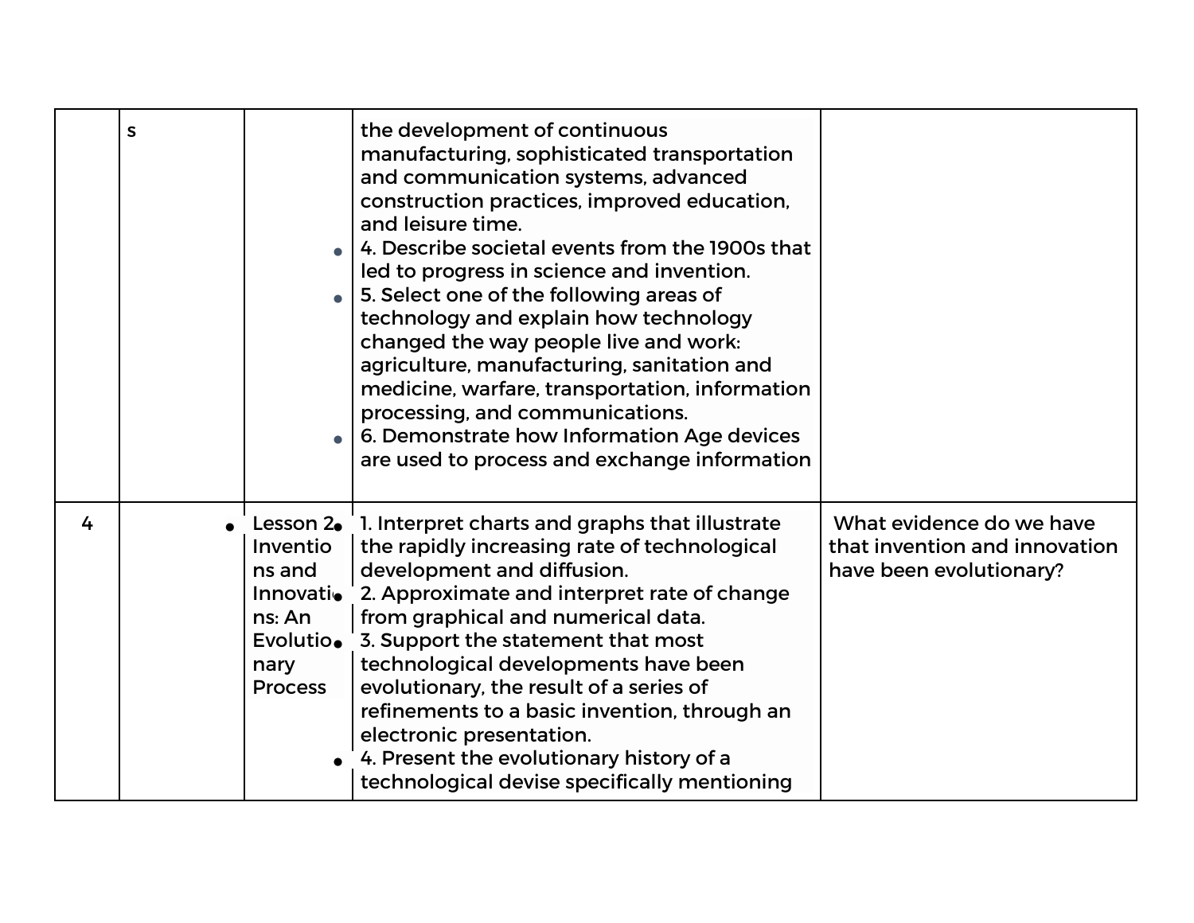| | | | | |
|---|---|---|---|---|
| | s | | the development of continuous manufacturing, sophisticated transportation and communication systems, advanced construction practices, improved education, and leisure time.<br>• 4. Describe societal events from the 1900s that led to progress in science and invention.<br>• 5. Select one of the following areas of technology and explain how technology changed the way people live and work: agriculture, manufacturing, sanitation and medicine, warfare, transportation, information processing, and communications.<br>• 6. Demonstrate how Information Age devices are used to process and exchange information | |
| 4 | • | Lesson 2 Inventions and Innovations: An Evolutionary Process | • 1. Interpret charts and graphs that illustrate the rapidly increasing rate of technological development and diffusion.<br>• 2. Approximate and interpret rate of change from graphical and numerical data.<br>• 3. Support the statement that most technological developments have been evolutionary, the result of a series of refinements to a basic invention, through an electronic presentation.<br>• 4. Present the evolutionary history of a technological devise specifically mentioning | What evidence do we have that invention and innovation have been evolutionary? |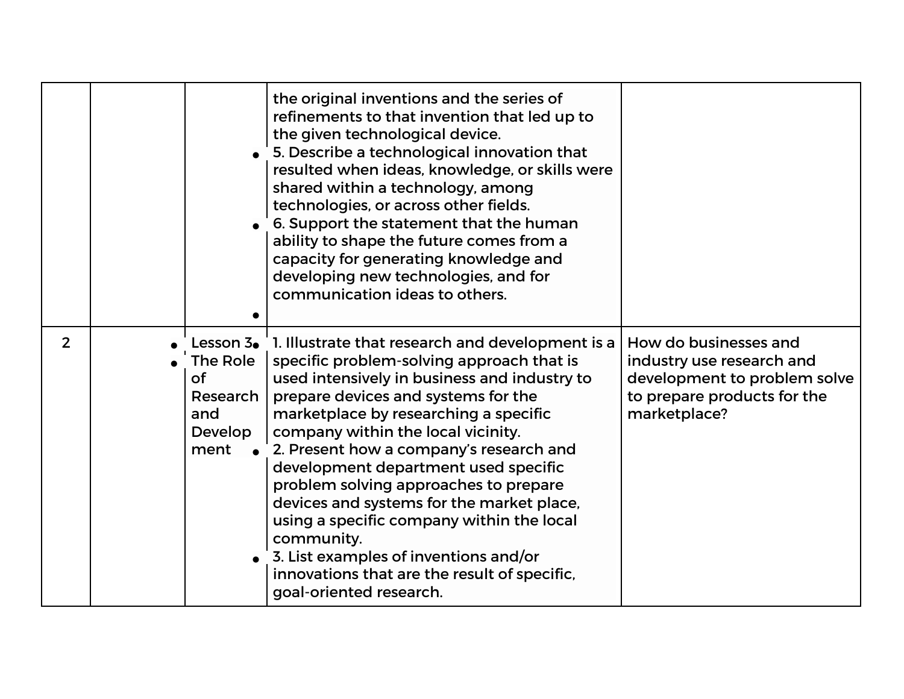| | | | | |
|---|---|---|---|---|
| | | | the original inventions and the series of refinements to that invention that led up to the given technological device.<br>• 5. Describe a technological innovation that resulted when ideas, knowledge, or skills were shared within a technology, among technologies, or across other fields.<br>• 6. Support the statement that the human ability to shape the future comes from a capacity for generating knowledge and developing new technologies, and for communication ideas to others.<br>• | |
| 2 | •<br>• | Lesson 3: The Role of Research and Development | • 1. Illustrate that research and development is a specific problem-solving approach that is used intensively in business and industry to prepare devices and systems for the marketplace by researching a specific company within the local vicinity.<br>• 2. Present how a company's research and development department used specific problem solving approaches to prepare devices and systems for the market place, using a specific company within the local community.<br>• 3. List examples of inventions and/or innovations that are the result of specific, goal-oriented research. | How do businesses and industry use research and development to problem solve to prepare products for the marketplace? |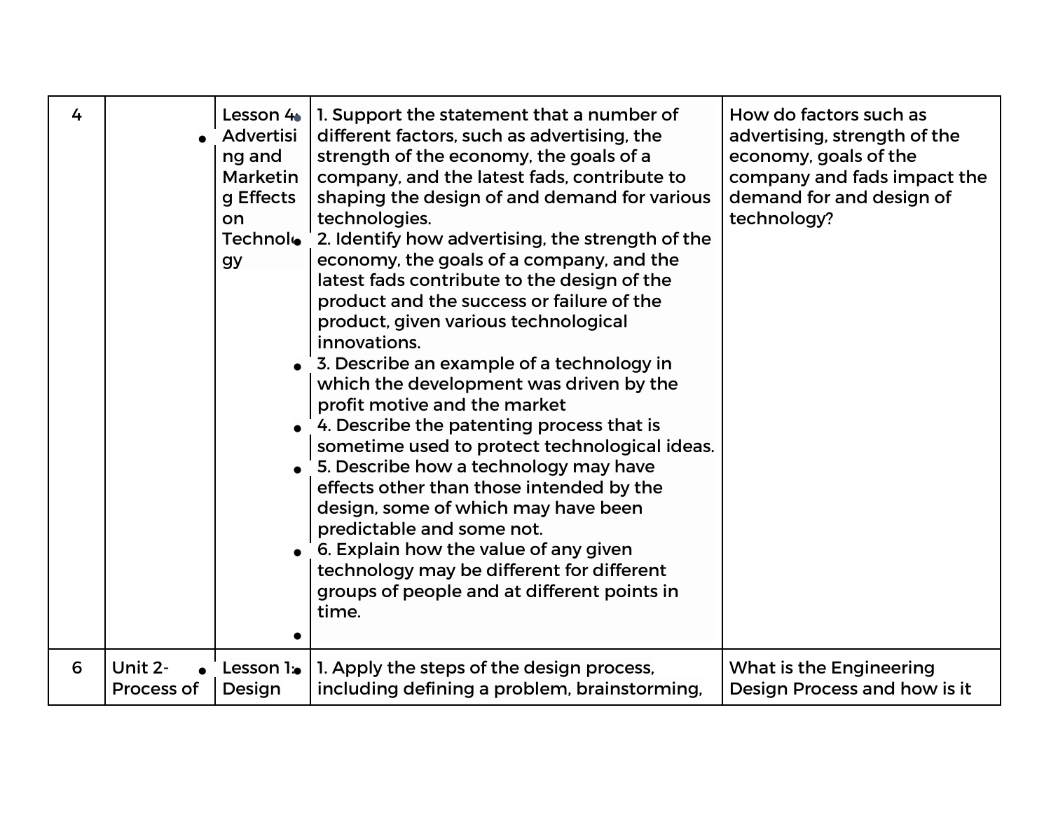| | | | | |
|---|---|---|---|---|
| 4 | | Lesson 4: Advertising and Marketing Effects on Technology | 1. Support the statement that a number of different factors, such as advertising, the strength of the economy, the goals of a company, and the latest fads, contribute to shaping the design of and demand for various technologies.<br>2. Identify how advertising, the strength of the economy, the goals of a company, and the latest fads contribute to the design of the product and the success or failure of the product, given various technological innovations.<br>3. Describe an example of a technology in which the development was driven by the profit motive and the market<br>4. Describe the patenting process that is sometime used to protect technological ideas.<br>5. Describe how a technology may have effects other than those intended by the design, some of which may have been predictable and some not.<br>6. Explain how the value of any given technology may be different for different groups of people and at different points in time. | How do factors such as advertising, strength of the economy, goals of the company and fads impact the demand for and design of technology? |
| 6 | Unit 2- Process of | Lesson 1: Design | 1. Apply the steps of the design process, including defining a problem, brainstorming, | What is the Engineering Design Process and how is it |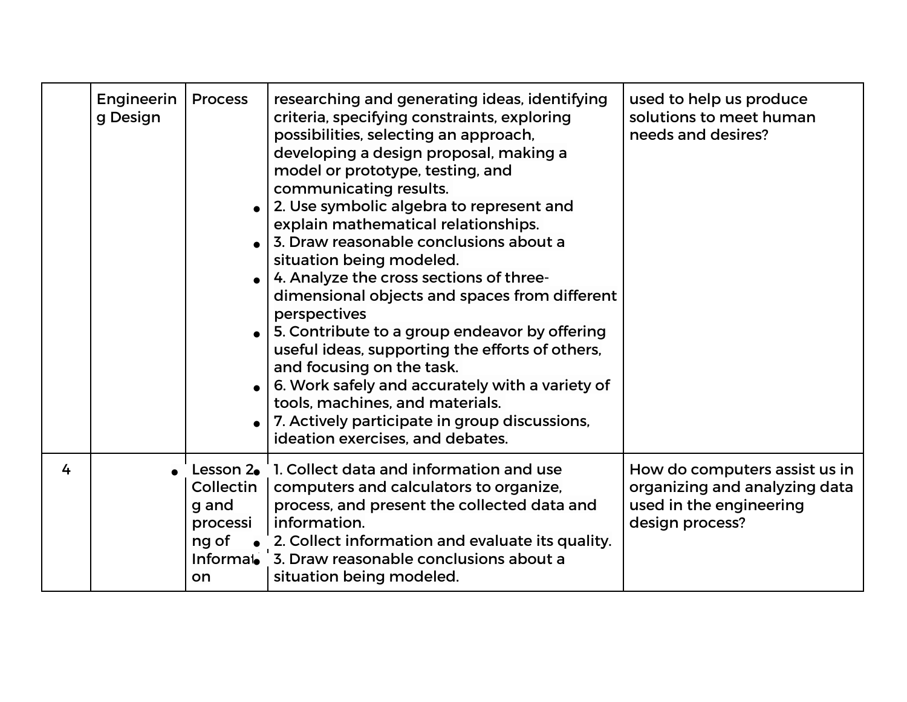| | | | | |
|---|---|---|---|---|
| | Engineering Design | Process | researching and generating ideas, identifying criteria, specifying constraints, exploring possibilities, selecting an approach, developing a design proposal, making a model or prototype, testing, and communicating results.<br>• 2. Use symbolic algebra to represent and explain mathematical relationships.<br>• 3. Draw reasonable conclusions about a situation being modeled.<br>• 4. Analyze the cross sections of three-dimensional objects and spaces from different perspectives<br>• 5. Contribute to a group endeavor by offering useful ideas, supporting the efforts of others, and focusing on the task.<br>• 6. Work safely and accurately with a variety of tools, machines, and materials.<br>• 7. Actively participate in group discussions, ideation exercises, and debates. | used to help us produce solutions to meet human needs and desires? |
| 4 | • | Lesson 2 Collecting and processing of Information | • 1. Collect data and information and use computers and calculators to organize, process, and present the collected data and information.<br>• 2. Collect information and evaluate its quality.<br>• 3. Draw reasonable conclusions about a situation being modeled. | How do computers assist us in organizing and analyzing data used in the engineering design process? |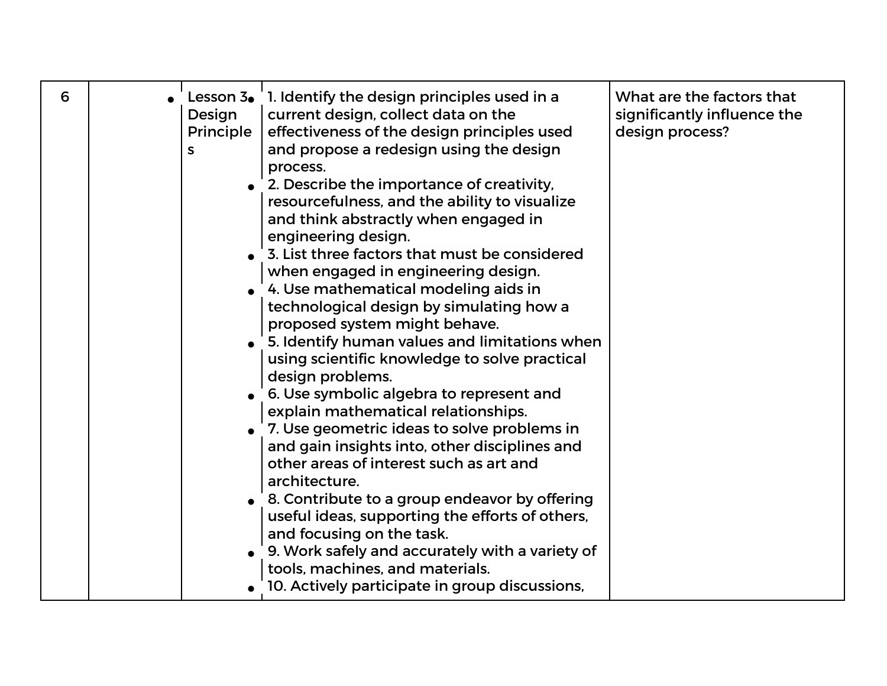| | | | | |
|---|---|---|---|---|
| 6 | • | Lesson 3 Design Principles | • 1. Identify the design principles used in a current design, collect data on the effectiveness of the design principles used and propose a redesign using the design process.<br>• 2. Describe the importance of creativity, resourcefulness, and the ability to visualize and think abstractly when engaged in engineering design.<br>• 3. List three factors that must be considered when engaged in engineering design.<br>• 4. Use mathematical modeling aids in technological design by simulating how a proposed system might behave.<br>• 5. Identify human values and limitations when using scientific knowledge to solve practical design problems.<br>• 6. Use symbolic algebra to represent and explain mathematical relationships.<br>• 7. Use geometric ideas to solve problems in and gain insights into, other disciplines and other areas of interest such as art and architecture.<br>• 8. Contribute to a group endeavor by offering useful ideas, supporting the efforts of others, and focusing on the task.<br>• 9. Work safely and accurately with a variety of tools, machines, and materials.<br>• 10. Actively participate in group discussions, | What are the factors that significantly influence the design process? |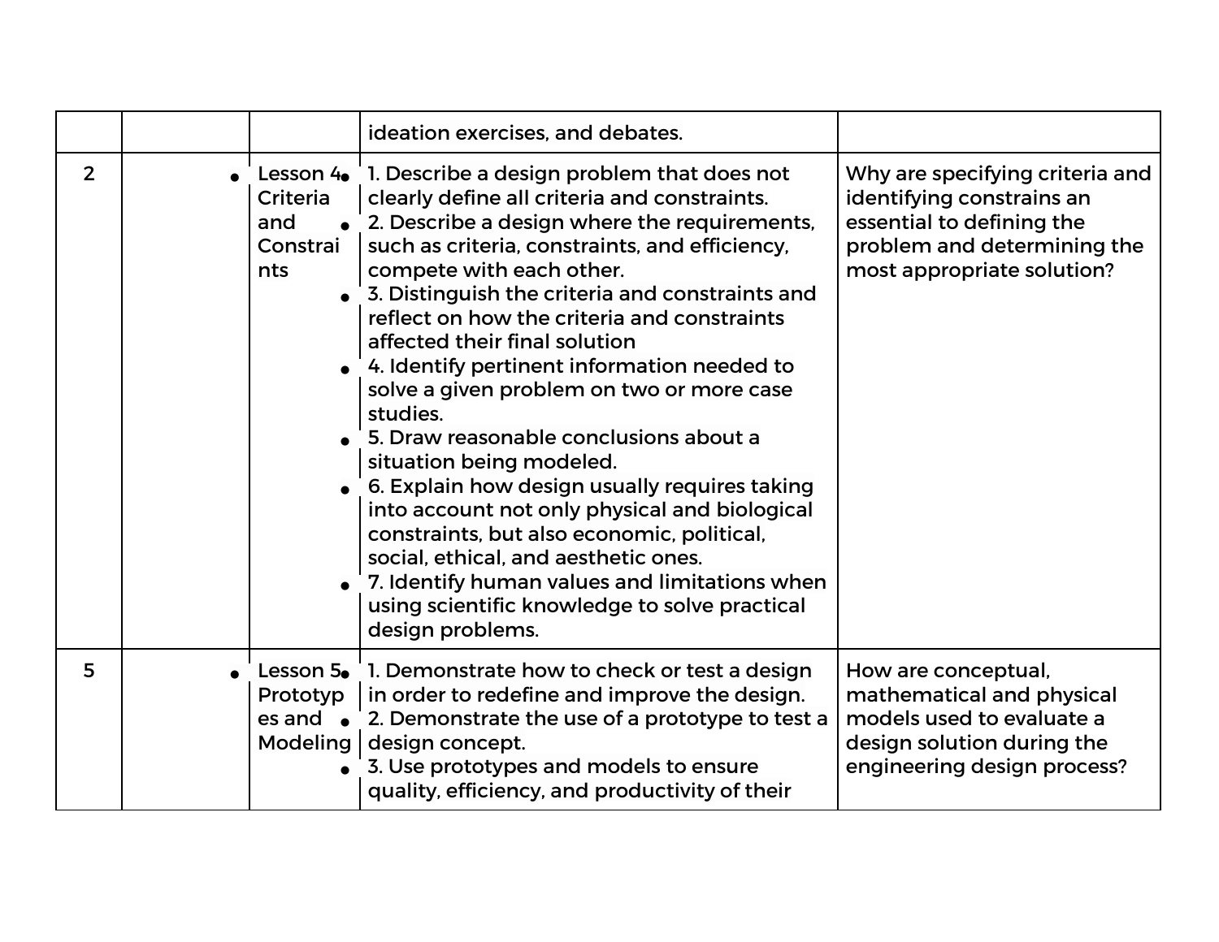| | | | | |
|---|---|---|---|---|
| | | | ideation exercises, and debates. | |
| 2 | • | Lesson 4 Criteria and Constraints | • 1. Describe a design problem that does not clearly define all criteria and constraints.<br>• 2. Describe a design where the requirements, such as criteria, constraints, and efficiency, compete with each other.<br>• 3. Distinguish the criteria and constraints and reflect on how the criteria and constraints affected their final solution<br>• 4. Identify pertinent information needed to solve a given problem on two or more case studies.<br>• 5. Draw reasonable conclusions about a situation being modeled.<br>• 6. Explain how design usually requires taking into account not only physical and biological constraints, but also economic, political, social, ethical, and aesthetic ones.<br>• 7. Identify human values and limitations when using scientific knowledge to solve practical design problems. | Why are specifying criteria and identifying constrains an essential to defining the problem and determining the most appropriate solution? |
| 5 | • | Lesson 5 Prototypes and Modeling | • 1. Demonstrate how to check or test a design in order to redefine and improve the design.<br>• 2. Demonstrate the use of a prototype to test a design concept.<br>• 3. Use prototypes and models to ensure quality, efficiency, and productivity of their | How are conceptual, mathematical and physical models used to evaluate a design solution during the engineering design process? |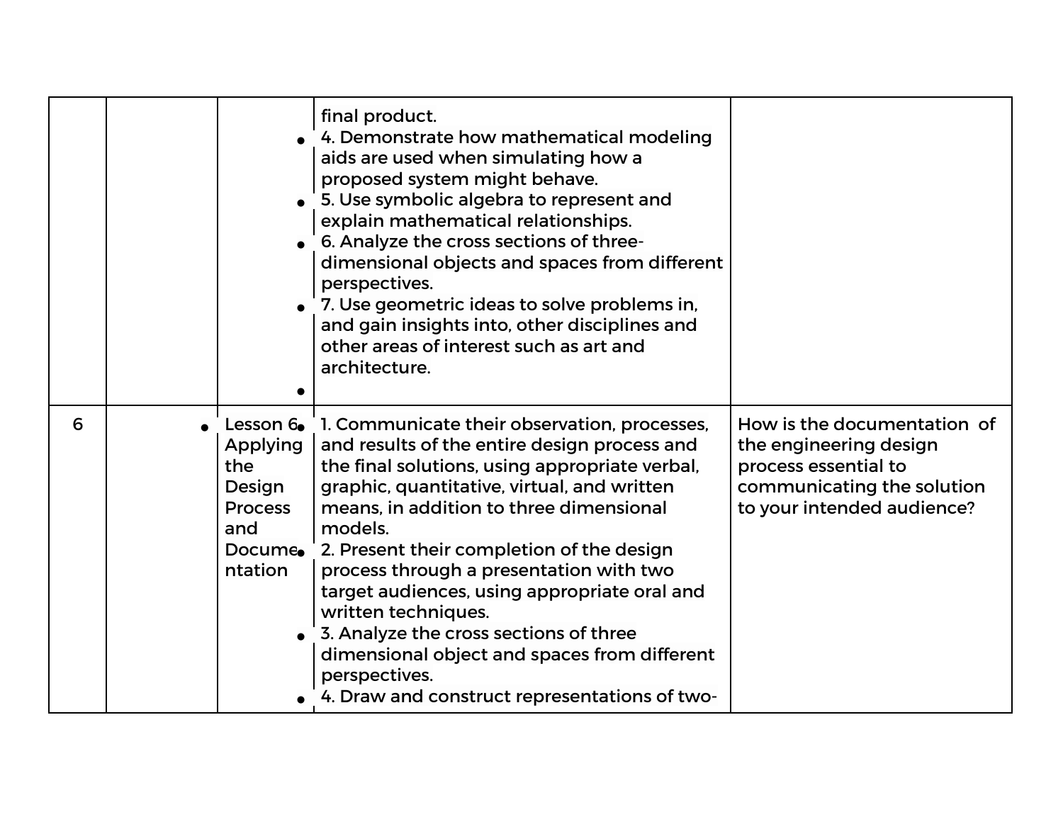| | | | | |
|---|---|---|---|---|
| | | | final product.<br>• 4. Demonstrate how mathematical modeling aids are used when simulating how a proposed system might behave.<br>• 5. Use symbolic algebra to represent and explain mathematical relationships.<br>• 6. Analyze the cross sections of three-dimensional objects and spaces from different perspectives.<br>• 7. Use geometric ideas to solve problems in, and gain insights into, other disciplines and other areas of interest such as art and architecture.<br>• | |
| 6 | • | Lesson 6 Applying the Design Process and Documentation | • 1. Communicate their observation, processes, and results of the entire design process and the final solutions, using appropriate verbal, graphic, quantitative, virtual, and written means, in addition to three dimensional models.<br>• 2. Present their completion of the design process through a presentation with two target audiences, using appropriate oral and written techniques.<br>• 3. Analyze the cross sections of three dimensional object and spaces from different perspectives.<br>• 4. Draw and construct representations of two- | How is the documentation of the engineering design process essential to communicating the solution to your intended audience? |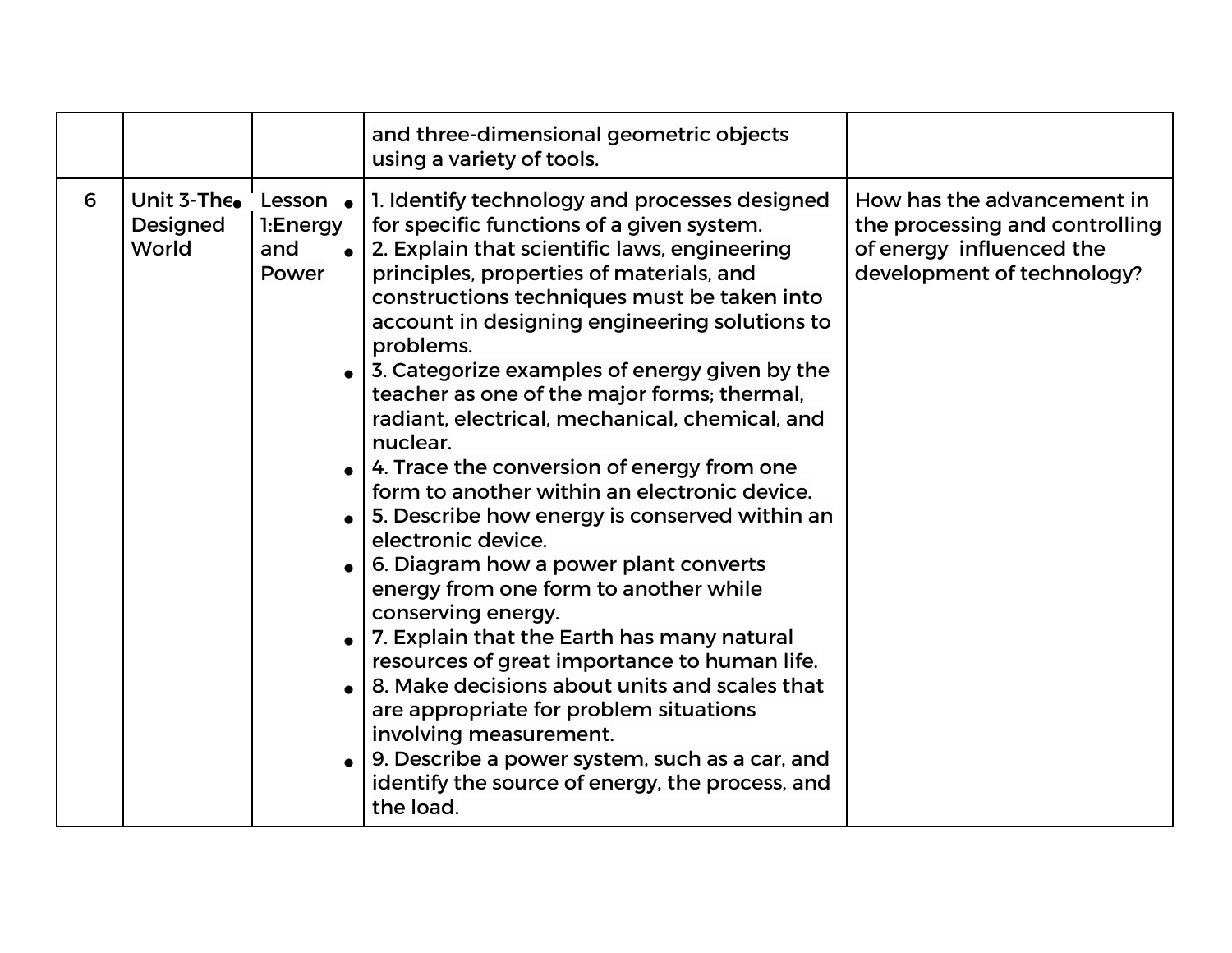| | | | | |
|---|---|---|---|---|
| | | | and three-dimensional geometric objects using a variety of tools. | |
| 6 | Unit 3-The Designed World | Lesson 1:Energy and Power | 1. Identify technology and processes designed for specific functions of a given system.<br>2. Explain that scientific laws, engineering principles, properties of materials, and constructions techniques must be taken into account in designing engineering solutions to problems.<br>3. Categorize examples of energy given by the teacher as one of the major forms; thermal, radiant, electrical, mechanical, chemical, and nuclear.<br>4. Trace the conversion of energy from one form to another within an electronic device.<br>5. Describe how energy is conserved within an electronic device.<br>6. Diagram how a power plant converts energy from one form to another while conserving energy.<br>7. Explain that the Earth has many natural resources of great importance to human life.<br>8. Make decisions about units and scales that are appropriate for problem situations involving measurement.<br>9. Describe a power system, such as a car, and identify the source of energy, the process, and the load. | How has the advancement in the processing and controlling of energy influenced the development of technology? |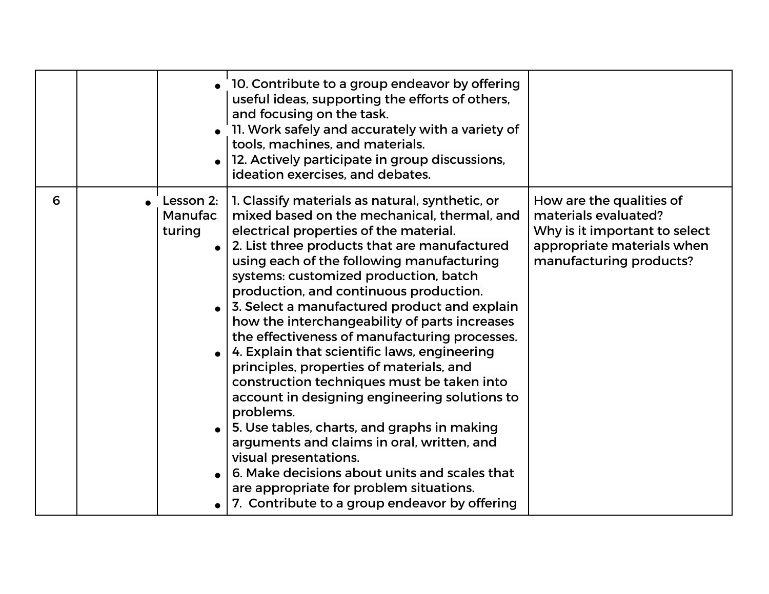| | | | | |
|---|---|---|---|---|
| | | | • 10. Contribute to a group endeavor by offering useful ideas, supporting the efforts of others, and focusing on the task.<br>• 11. Work safely and accurately with a variety of tools, machines, and materials.<br>• 12. Actively participate in group discussions, ideation exercises, and debates. | |
| 6 | • | Lesson 2: Manufacturing | • 1. Classify materials as natural, synthetic, or mixed based on the mechanical, thermal, and electrical properties of the material.<br>• 2. List three products that are manufactured using each of the following manufacturing systems: customized production, batch production, and continuous production.<br>• 3. Select a manufactured product and explain how the interchangeability of parts increases the effectiveness of manufacturing processes.<br>• 4. Explain that scientific laws, engineering principles, properties of materials, and construction techniques must be taken into account in designing engineering solutions to problems.<br>• 5. Use tables, charts, and graphs in making arguments and claims in oral, written, and visual presentations.<br>• 6. Make decisions about units and scales that are appropriate for problem situations.<br>• 7. Contribute to a group endeavor by offering | How are the qualities of materials evaluated?<br>Why is it important to select appropriate materials when manufacturing products? |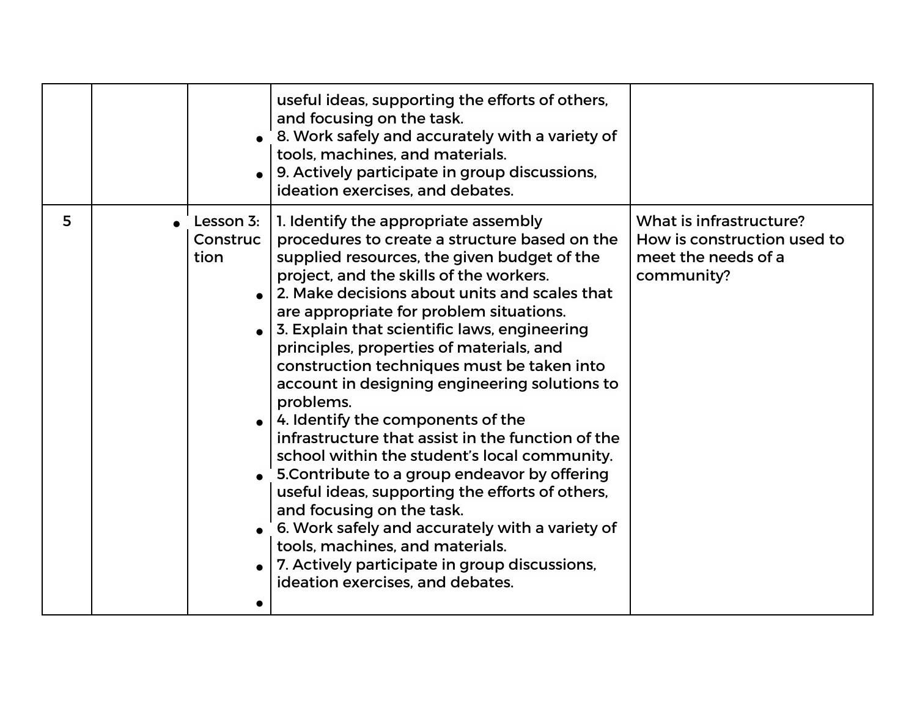| | | | | |
|---|---|---|---|---|
| | | | useful ideas, supporting the efforts of others, and focusing on the task.<br>• 8. Work safely and accurately with a variety of tools, machines, and materials.<br>• 9. Actively participate in group discussions, ideation exercises, and debates. | |
| 5 | • | Lesson 3: Construction | 1. Identify the appropriate assembly procedures to create a structure based on the supplied resources, the given budget of the project, and the skills of the workers.<br>• 2. Make decisions about units and scales that are appropriate for problem situations.<br>• 3. Explain that scientific laws, engineering principles, properties of materials, and construction techniques must be taken into account in designing engineering solutions to problems.<br>• 4. Identify the components of the infrastructure that assist in the function of the school within the student's local community.<br>• 5.Contribute to a group endeavor by offering useful ideas, supporting the efforts of others, and focusing on the task.<br>• 6. Work safely and accurately with a variety of tools, machines, and materials.<br>• 7. Actively participate in group discussions, ideation exercises, and debates.<br>• | What is infrastructure?<br>How is construction used to meet the needs of a community? |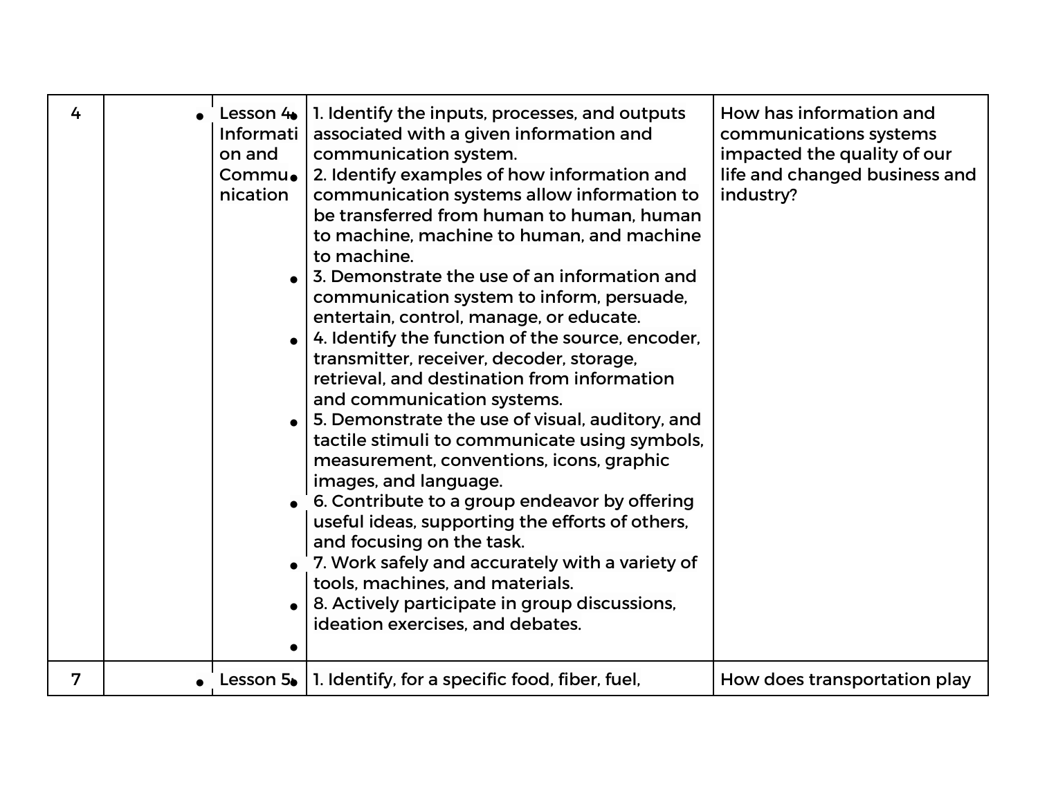| | | | | |
|---|---|---|---|---|
| 4 | • | Lesson 4. Information and Communication | 1. Identify the inputs, processes, and outputs associated with a given information and communication system.<br>2. Identify examples of how information and communication systems allow information to be transferred from human to human, human to machine, machine to human, and machine to machine.<br>3. Demonstrate the use of an information and communication system to inform, persuade, entertain, control, manage, or educate.<br>4. Identify the function of the source, encoder, transmitter, receiver, decoder, storage, retrieval, and destination from information and communication systems.<br>5. Demonstrate the use of visual, auditory, and tactile stimuli to communicate using symbols, measurement, conventions, icons, graphic images, and language.<br>6. Contribute to a group endeavor by offering useful ideas, supporting the efforts of others, and focusing on the task.<br>7. Work safely and accurately with a variety of tools, machines, and materials.<br>8. Actively participate in group discussions, ideation exercises, and debates. | How has information and communications systems impacted the quality of our life and changed business and industry? |
| 7 | • | Lesson 5. | 1. Identify, for a specific food, fiber, fuel, | How does transportation play |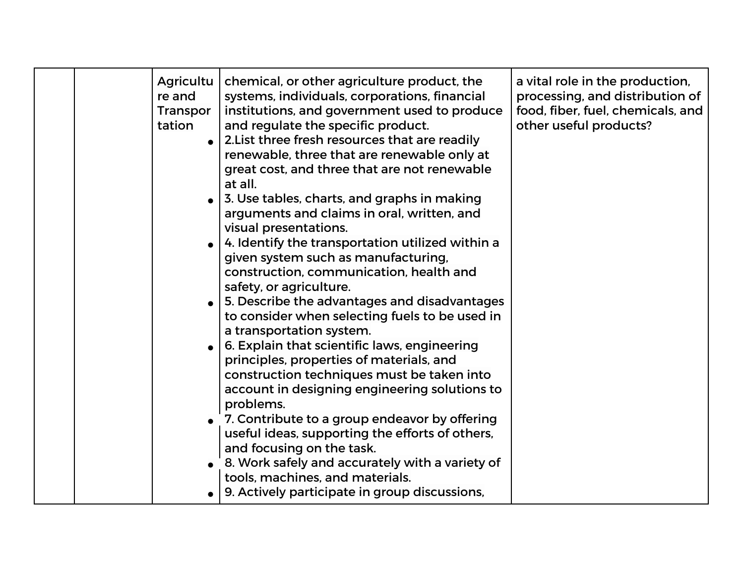| | | | | |
|---|---|---|---|---|
| | | Agriculture and Transportation | chemical, or other agriculture product, the systems, individuals, corporations, financial institutions, and government used to produce and regulate the specific product.<br>• 2.List three fresh resources that are readily renewable, three that are renewable only at great cost, and three that are not renewable at all.<br>• 3. Use tables, charts, and graphs in making arguments and claims in oral, written, and visual presentations.<br>• 4. Identify the transportation utilized within a given system such as manufacturing, construction, communication, health and safety, or agriculture.<br>• 5. Describe the advantages and disadvantages to consider when selecting fuels to be used in a transportation system.<br>• 6. Explain that scientific laws, engineering principles, properties of materials, and construction techniques must be taken into account in designing engineering solutions to problems.<br>• 7. Contribute to a group endeavor by offering useful ideas, supporting the efforts of others, and focusing on the task.<br>• 8. Work safely and accurately with a variety of tools, machines, and materials.<br>• 9. Actively participate in group discussions, | a vital role in the production, processing, and distribution of food, fiber, fuel, chemicals, and other useful products? |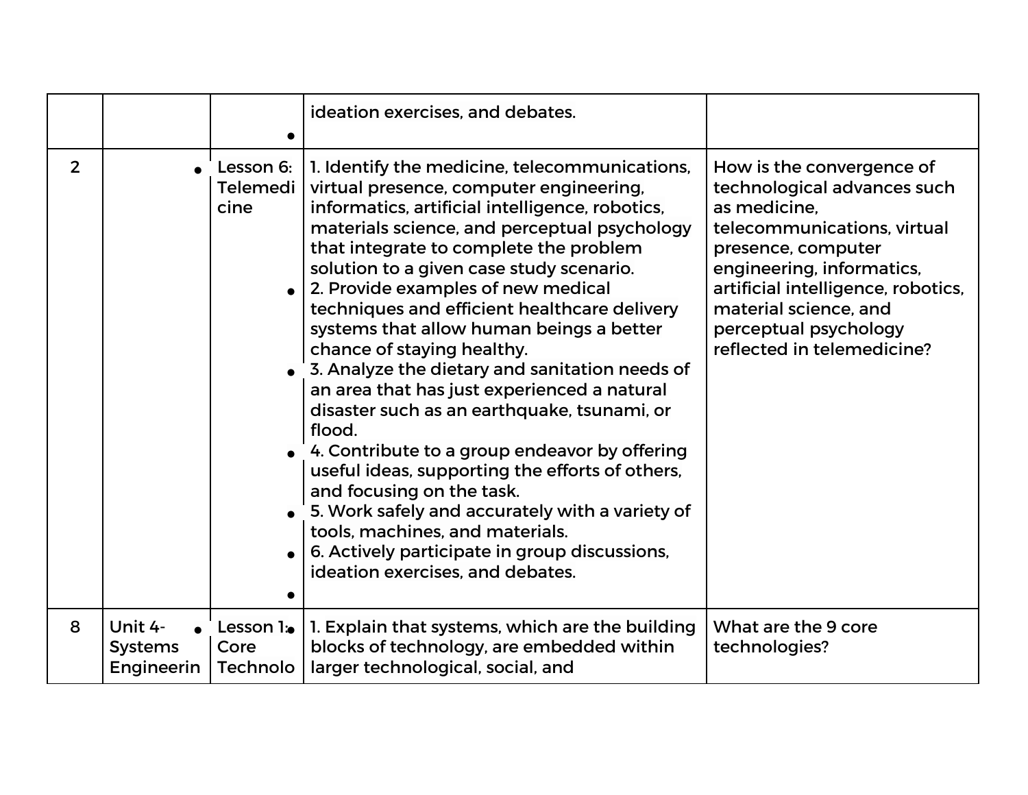| | | | | |
|---|---|---|---|---|
| | | | ideation exercises, and debates. | |
| 2 | | Lesson 6: Telemedicine | 1. Identify the medicine, telecommunications, virtual presence, computer engineering, informatics, artificial intelligence, robotics, materials science, and perceptual psychology that integrate to complete the problem solution to a given case study scenario.<br>2. Provide examples of new medical techniques and efficient healthcare delivery systems that allow human beings a better chance of staying healthy.<br>3. Analyze the dietary and sanitation needs of an area that has just experienced a natural disaster such as an earthquake, tsunami, or flood.<br>4. Contribute to a group endeavor by offering useful ideas, supporting the efforts of others, and focusing on the task.<br>5. Work safely and accurately with a variety of tools, machines, and materials.<br>6. Actively participate in group discussions, ideation exercises, and debates. | How is the convergence of technological advances such as medicine, telecommunications, virtual presence, computer engineering, informatics, artificial intelligence, robotics, material science, and perceptual psychology reflected in telemedicine? |
| 8 | Unit 4- Systems Engineerin | Lesson 1: Core Technolo | 1. Explain that systems, which are the building blocks of technology, are embedded within larger technological, social, and | What are the 9 core technologies? |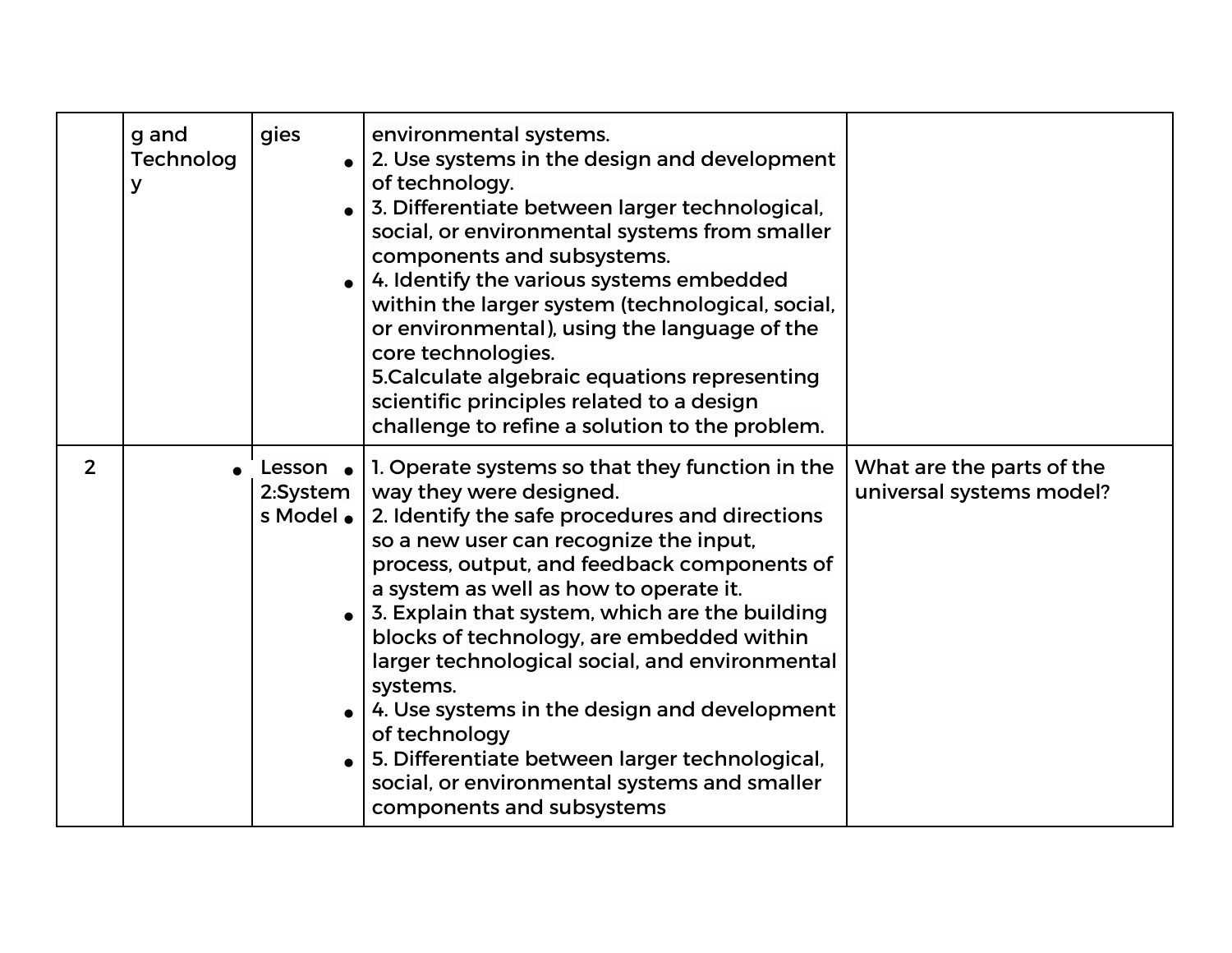| | | | | |
|---|---|---|---|---|
| | g and Technology | gies | environmental systems.<br>2. Use systems in the design and development of technology.<br>3. Differentiate between larger technological, social, or environmental systems from smaller components and subsystems.<br>4. Identify the various systems embedded within the larger system (technological, social, or environmental), using the language of the core technologies.<br>5.Calculate algebraic equations representing scientific principles related to a design challenge to refine a solution to the problem. | |
| 2 | | Lesson 2:Systems Model | 1. Operate systems so that they function in the way they were designed.<br>2. Identify the safe procedures and directions so a new user can recognize the input, process, output, and feedback components of a system as well as how to operate it.<br>3. Explain that system, which are the building blocks of technology, are embedded within larger technological social, and environmental systems.<br>4. Use systems in the design and development of technology<br>5. Differentiate between larger technological, social, or environmental systems and smaller components and subsystems | What are the parts of the universal systems model? |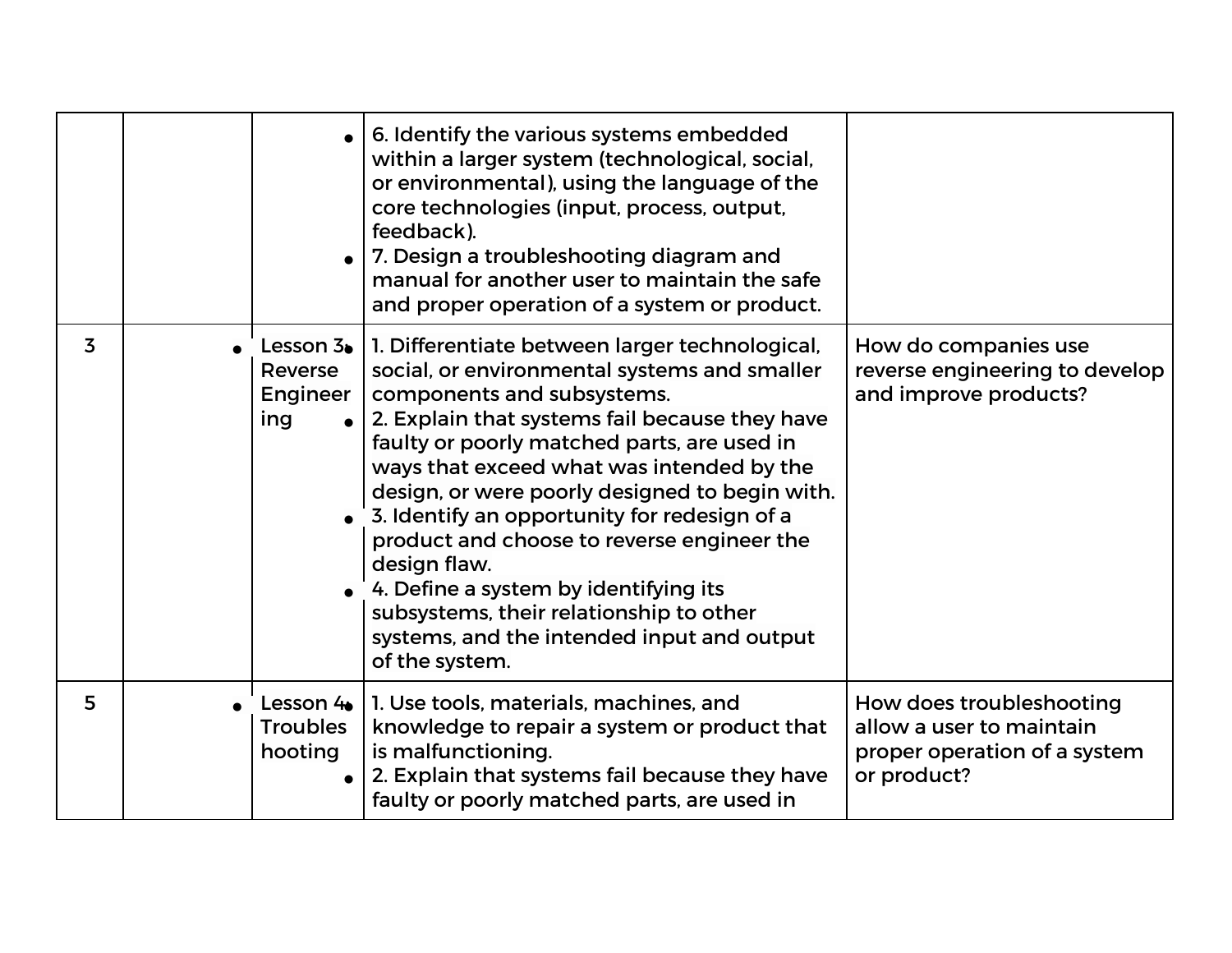| | | | | |
|---|---|---|---|---|
| | | | • 6. Identify the various systems embedded within a larger system (technological, social, or environmental), using the language of the core technologies (input, process, output, feedback).<br>• 7. Design a troubleshooting diagram and manual for another user to maintain the safe and proper operation of a system or product. | |
| 3 | • | Lesson 3: Reverse Engineering | • 1. Differentiate between larger technological, social, or environmental systems and smaller components and subsystems.<br>• 2. Explain that systems fail because they have faulty or poorly matched parts, are used in ways that exceed what was intended by the design, or were poorly designed to begin with.<br>• 3. Identify an opportunity for redesign of a product and choose to reverse engineer the design flaw.<br>• 4. Define a system by identifying its subsystems, their relationship to other systems, and the intended input and output of the system. | How do companies use reverse engineering to develop and improve products? |
| 5 | • | Lesson 4: Troubleshooting | • 1. Use tools, materials, machines, and knowledge to repair a system or product that is malfunctioning.<br>• 2. Explain that systems fail because they have faulty or poorly matched parts, are used in | How does troubleshooting allow a user to maintain proper operation of a system or product? |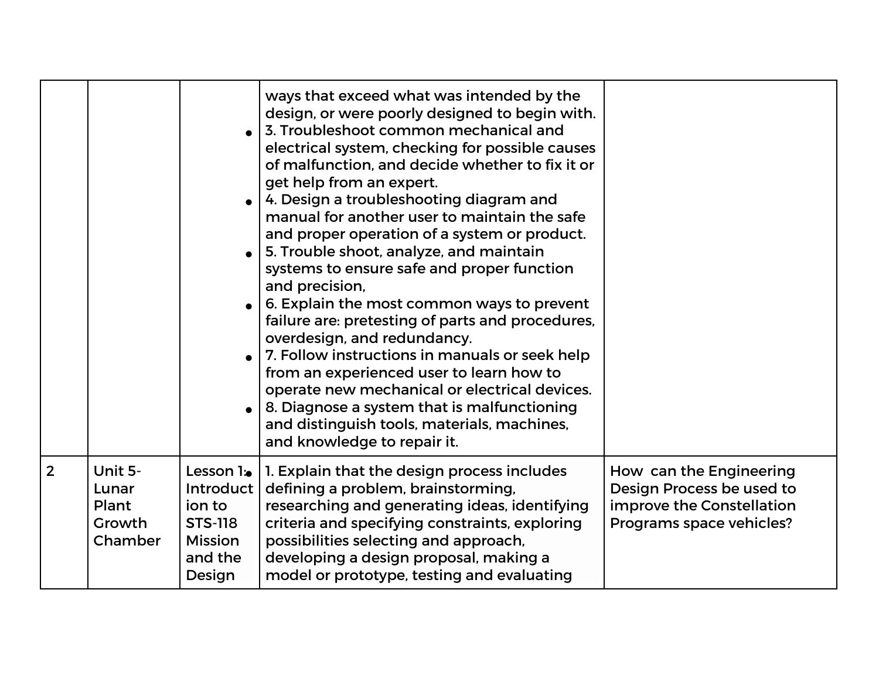| | | | | |
|---|---|---|---|---|
| | | | ways that exceed what was intended by the design, or were poorly designed to begin with.<br>• 3. Troubleshoot common mechanical and electrical system, checking for possible causes of malfunction, and decide whether to fix it or get help from an expert.<br>• 4. Design a troubleshooting diagram and manual for another user to maintain the safe and proper operation of a system or product.<br>• 5. Trouble shoot, analyze, and maintain systems to ensure safe and proper function and precision,<br>• 6. Explain the most common ways to prevent failure are: pretesting of parts and procedures, overdesign, and redundancy.<br>• 7. Follow instructions in manuals or seek help from an experienced user to learn how to operate new mechanical or electrical devices.<br>• 8. Diagnose a system that is malfunctioning and distinguish tools, materials, machines, and knowledge to repair it. | |
| 2 | Unit 5- Lunar Plant Growth Chamber | Lesson 1: Introduction to STS-118 Mission and the Design | • 1. Explain that the design process includes defining a problem, brainstorming, researching and generating ideas, identifying criteria and specifying constraints, exploring possibilities selecting and approach, developing a design proposal, making a model or prototype, testing and evaluating | How can the Engineering Design Process be used to improve the Constellation Programs space vehicles? |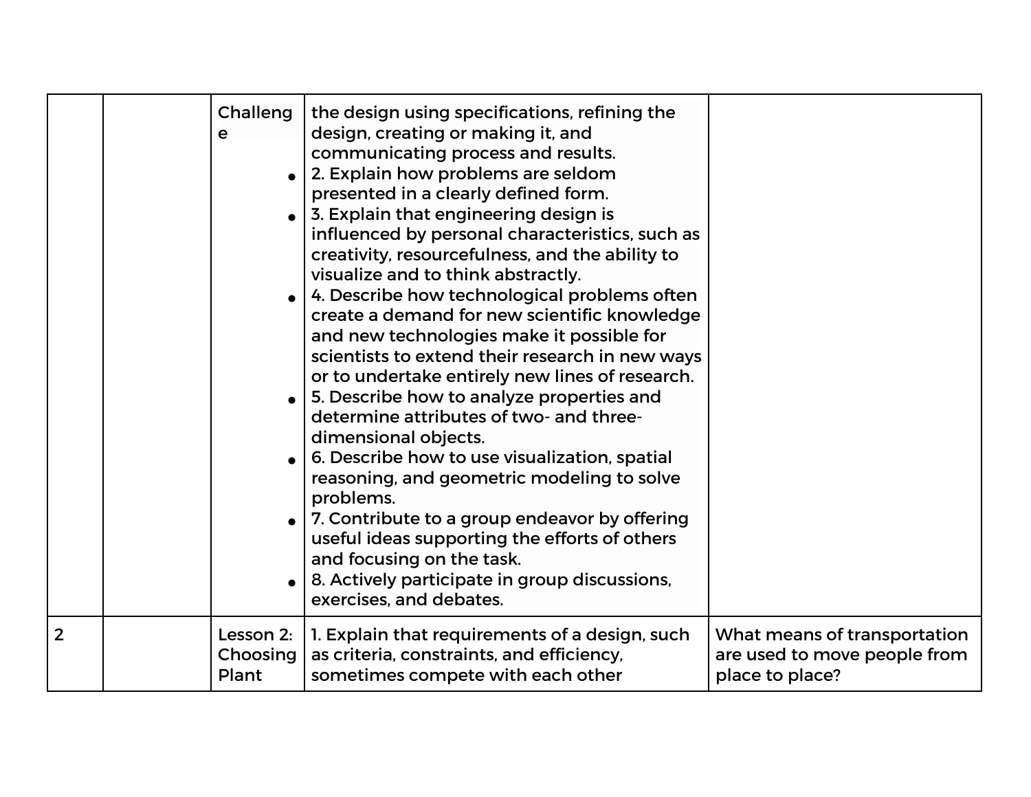| | | | | |
|---|---|---|---|---|
| | | Challenge | the design using specifications, refining the design, creating or making it, and communicating process and results.<br>• 2. Explain how problems are seldom presented in a clearly defined form.<br>• 3. Explain that engineering design is influenced by personal characteristics, such as creativity, resourcefulness, and the ability to visualize and to think abstractly.<br>• 4. Describe how technological problems often create a demand for new scientific knowledge and new technologies make it possible for scientists to extend their research in new ways or to undertake entirely new lines of research.<br>• 5. Describe how to analyze properties and determine attributes of two- and three-dimensional objects.<br>• 6. Describe how to use visualization, spatial reasoning, and geometric modeling to solve problems.<br>• 7. Contribute to a group endeavor by offering useful ideas supporting the efforts of others and focusing on the task.<br>• 8. Actively participate in group discussions, exercises, and debates. | |
| 2 | | Lesson 2: Choosing Plant | 1. Explain that requirements of a design, such as criteria, constraints, and efficiency, sometimes compete with each other | What means of transportation are used to move people from place to place? |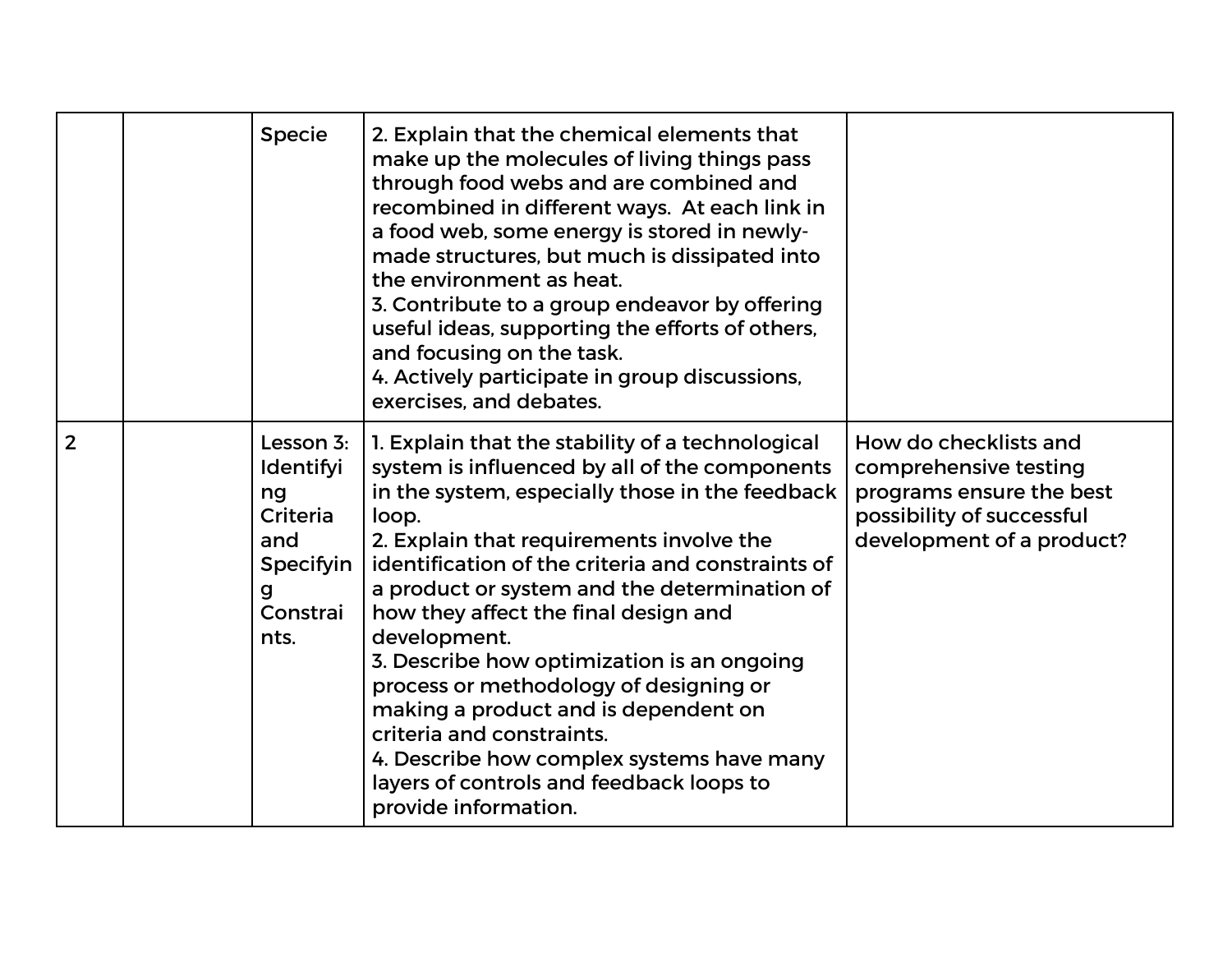| | | | | |
|---|---|---|---|---|
| | | Specie | 2. Explain that the chemical elements that make up the molecules of living things pass through food webs and are combined and recombined in different ways. At each link in a food web, some energy is stored in newly-made structures, but much is dissipated into the environment as heat.<br>3. Contribute to a group endeavor by offering useful ideas, supporting the efforts of others, and focusing on the task.<br>4. Actively participate in group discussions, exercises, and debates. | |
| 2 | | Lesson 3: Identifying Criteria and Specifying Constraints. | 1. Explain that the stability of a technological system is influenced by all of the components in the system, especially those in the feedback loop.<br>2. Explain that requirements involve the identification of the criteria and constraints of a product or system and the determination of how they affect the final design and development.<br>3. Describe how optimization is an ongoing process or methodology of designing or making a product and is dependent on criteria and constraints.<br>4. Describe how complex systems have many layers of controls and feedback loops to provide information. | How do checklists and comprehensive testing programs ensure the best possibility of successful development of a product? |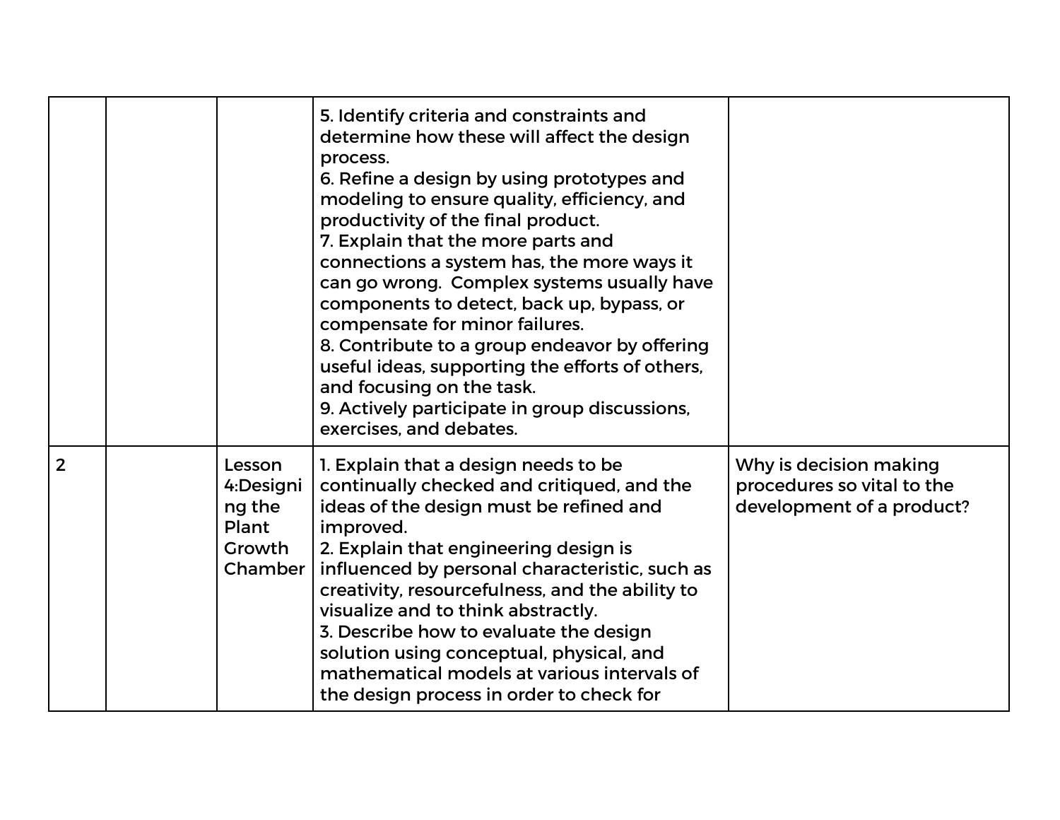| | | | | |
|---|---|---|---|---|
| | | | 5. Identify criteria and constraints and determine how these will affect the design process.<br>6. Refine a design by using prototypes and modeling to ensure quality, efficiency, and productivity of the final product.<br>7. Explain that the more parts and connections a system has, the more ways it can go wrong. Complex systems usually have components to detect, back up, bypass, or compensate for minor failures.<br>8. Contribute to a group endeavor by offering useful ideas, supporting the efforts of others, and focusing on the task.<br>9. Actively participate in group discussions, exercises, and debates. | |
| 2 | | Lesson 4:Designing the Plant Growth Chamber | 1. Explain that a design needs to be continually checked and critiqued, and the ideas of the design must be refined and improved.<br>2. Explain that engineering design is influenced by personal characteristic, such as creativity, resourcefulness, and the ability to visualize and to think abstractly.<br>3. Describe how to evaluate the design solution using conceptual, physical, and mathematical models at various intervals of the design process in order to check for | Why is decision making procedures so vital to the development of a product? |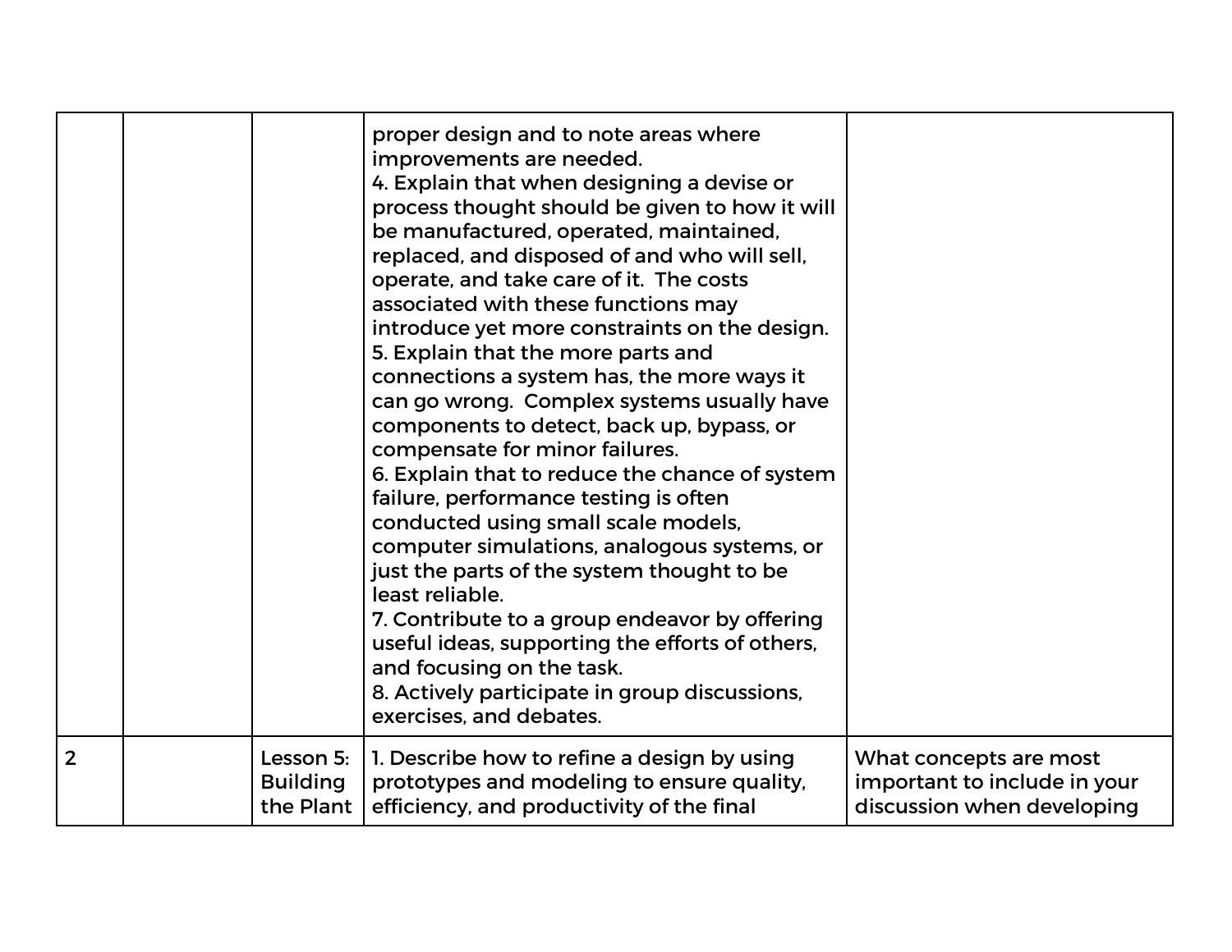| | | | | |
|---|---|---|---|---|
| | | | proper design and to note areas where improvements are needed.<br>4. Explain that when designing a devise or process thought should be given to how it will be manufactured, operated, maintained, replaced, and disposed of and who will sell, operate, and take care of it. The costs associated with these functions may introduce yet more constraints on the design.<br>5. Explain that the more parts and connections a system has, the more ways it can go wrong. Complex systems usually have components to detect, back up, bypass, or compensate for minor failures.<br>6. Explain that to reduce the chance of system failure, performance testing is often conducted using small scale models, computer simulations, analogous systems, or just the parts of the system thought to be least reliable.<br>7. Contribute to a group endeavor by offering useful ideas, supporting the efforts of others, and focusing on the task.<br>8. Actively participate in group discussions, exercises, and debates. | |
| 2 | | Lesson 5: Building the Plant | 1. Describe how to refine a design by using prototypes and modeling to ensure quality, efficiency, and productivity of the final | What concepts are most important to include in your discussion when developing |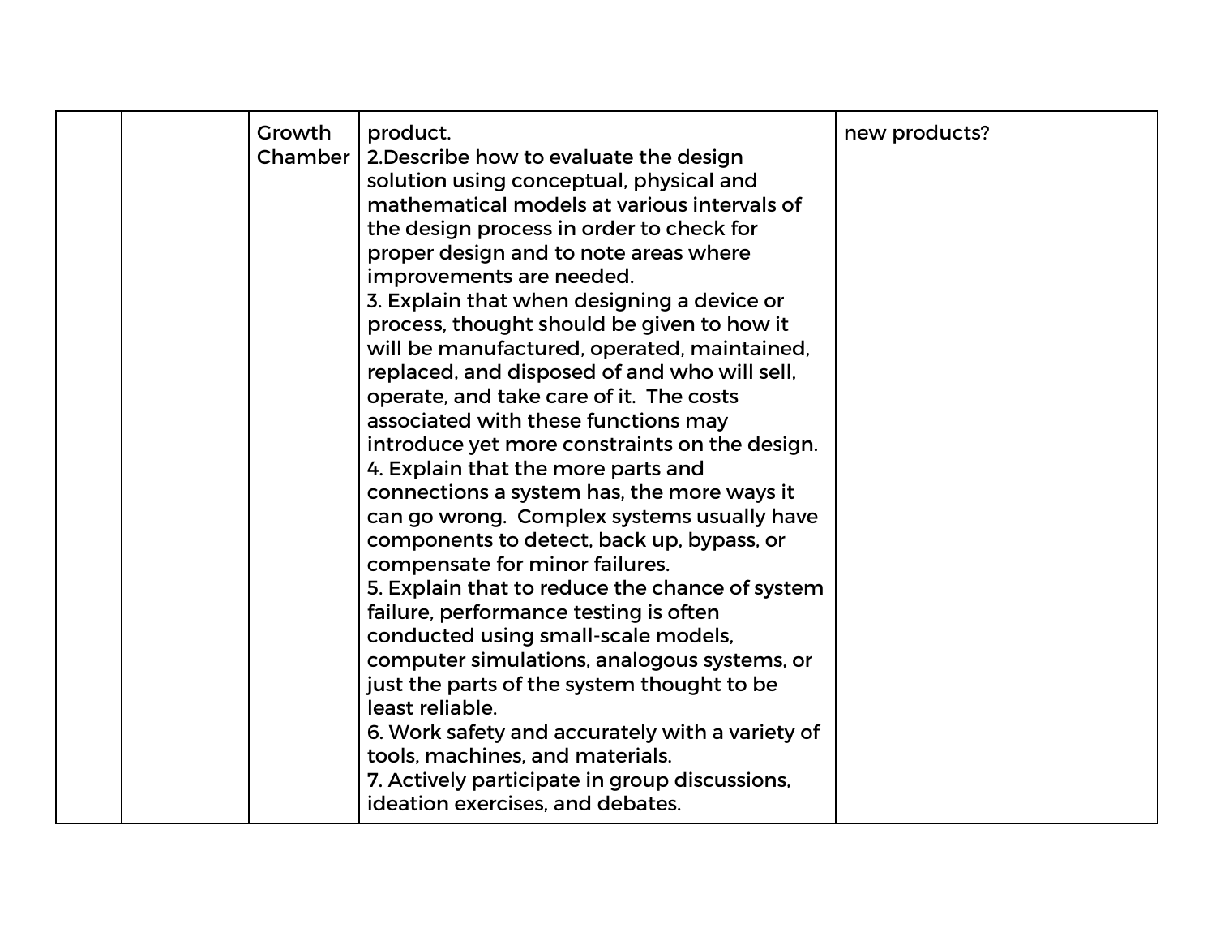| | | | | |
|---|---|---|---|---|
| | | Growth Chamber | product.<br>2.Describe how to evaluate the design solution using conceptual, physical and mathematical models at various intervals of the design process in order to check for proper design and to note areas where improvements are needed.<br>3. Explain that when designing a device or process, thought should be given to how it will be manufactured, operated, maintained, replaced, and disposed of and who will sell, operate, and take care of it. The costs associated with these functions may introduce yet more constraints on the design.<br>4. Explain that the more parts and connections a system has, the more ways it can go wrong. Complex systems usually have components to detect, back up, bypass, or compensate for minor failures.<br>5. Explain that to reduce the chance of system failure, performance testing is often conducted using small-scale models, computer simulations, analogous systems, or just the parts of the system thought to be least reliable.<br>6. Work safety and accurately with a variety of tools, machines, and materials.<br>7. Actively participate in group discussions, ideation exercises, and debates. | new products? |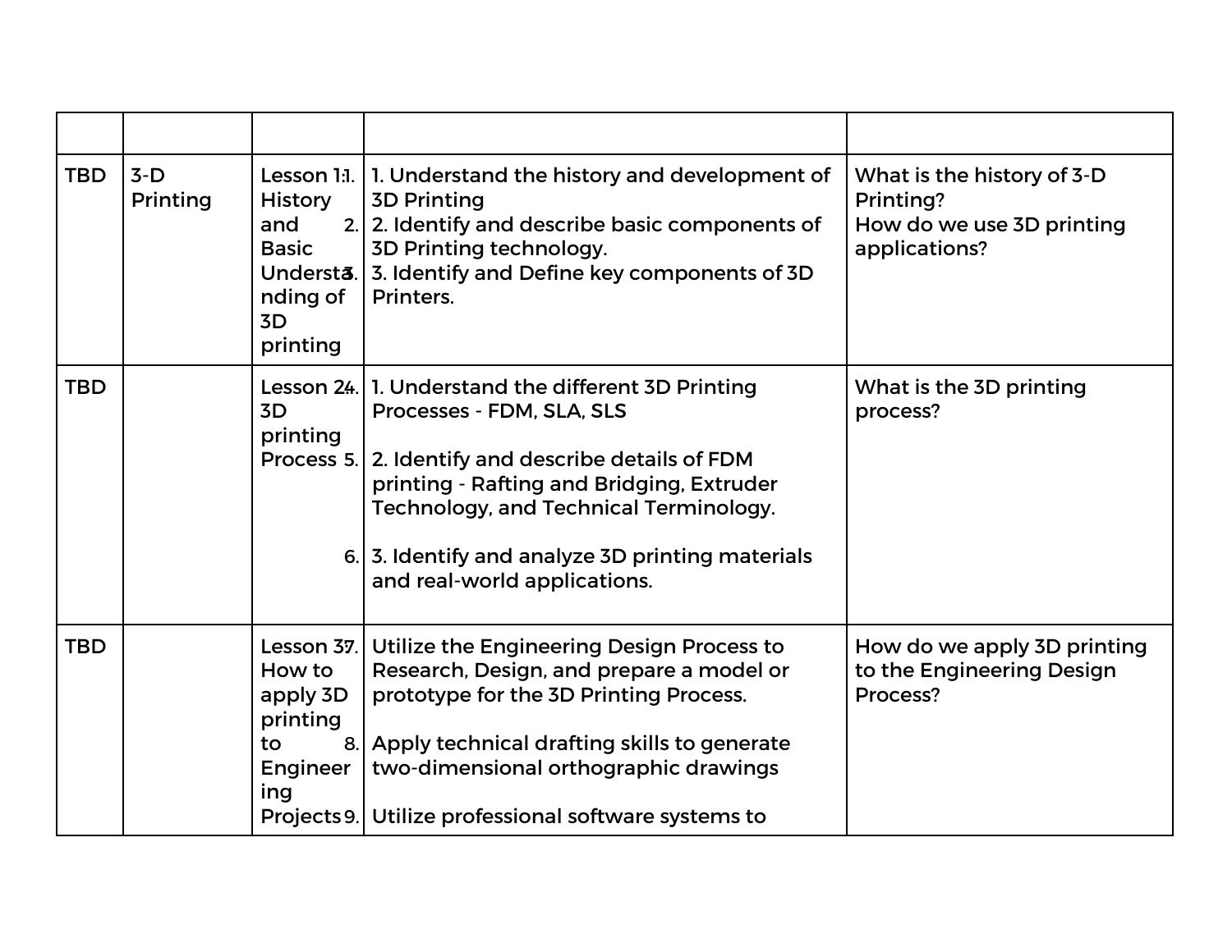| | | | | |
|---|---|---|---|---|
| TBD | 3-D Printing | Lesson 1: History and Basic Understanding of 3D printing | 1. Understand the history and development of 3D Printing<br>2. Identify and describe basic components of 3D Printing technology.<br>3. Identify and Define key components of 3D Printers. | What is the history of 3-D Printing?<br>How do we use 3D printing applications? |
| TBD | | Lesson 2: 3D printing Process | 1. Understand the different 3D Printing Processes - FDM, SLA, SLS<br><br>2. Identify and describe details of FDM printing - Rafting and Bridging, Extruder Technology, and Technical Terminology.<br><br>3. Identify and analyze 3D printing materials and real-world applications. | What is the 3D printing process? |
| TBD | | Lesson 3: How to apply 3D printing to Engineering Projects | Utilize the Engineering Design Process to Research, Design, and prepare a model or prototype for the 3D Printing Process.<br><br>Apply technical drafting skills to generate two-dimensional orthographic drawings<br><br>Utilize professional software systems to | How do we apply 3D printing to the Engineering Design Process? |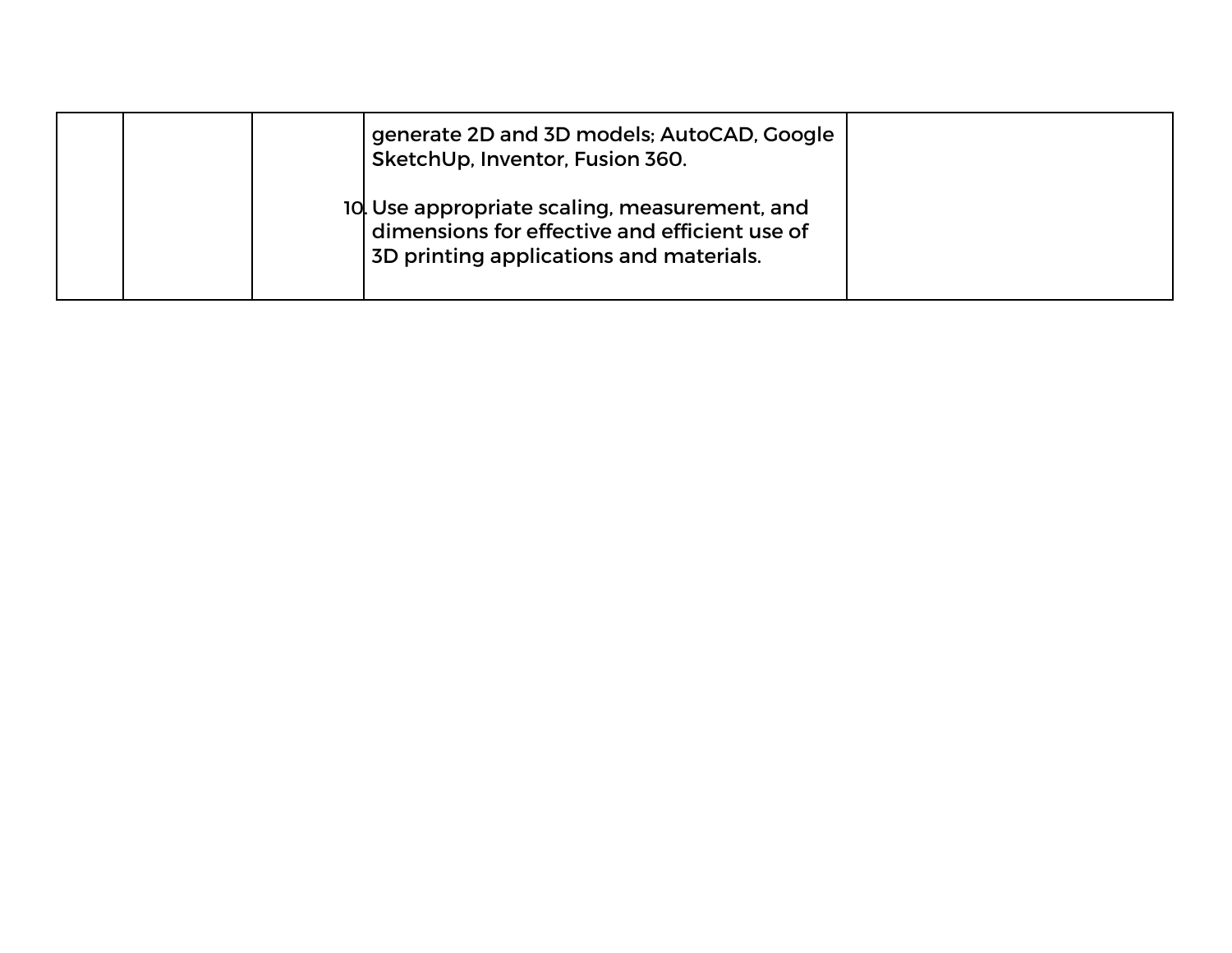| | | | | |
|---|---|---|---|---|
| | | | generate 2D and 3D models; AutoCAD, Google SketchUp, Inventor, Fusion 360.<br><br>10. Use appropriate scaling, measurement, and dimensions for effective and efficient use of 3D printing applications and materials. | |